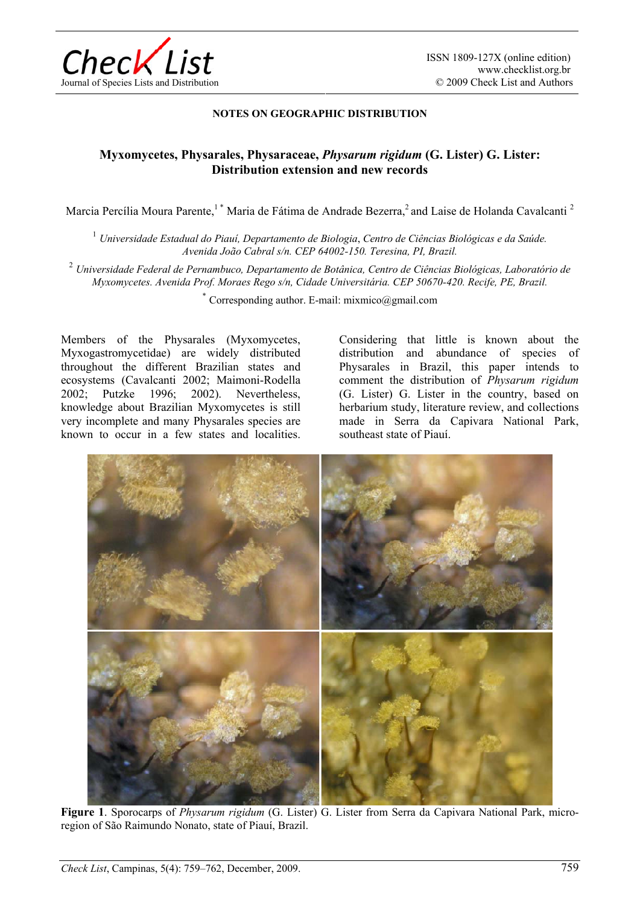NOTES ON GEOGRAPHIC DISTRIBUTION

# Myxomycetes, Physarales, Physaraceae, *Physarum rigidum* (G. Lister) G. Lister: Distribution extension and new records

Marcia Percília Moura Parente,[1 *] Maria de Fátima de Andrade Bezerra,[2] and Laise de Holanda Cavalcanti [2]

[1] *Universidade Estadual do Piauí, Departamento de Biologia, Centro de Ciências Biológicas e da Saúde. Avenida João Cabral s/n. CEP 64002-150. Teresina, PI, Brazil.*

[2] *Universidade Federal de Pernambuco, Departamento de Botânica, Centro de Ciências Biológicas, Laboratório de Myxomycetes. Avenida Prof. Moraes Rego s/n, Cidade Universitária. CEP 50670-420. Recife, PE, Brazil.*

[*] Corresponding author. E-mail: mixmico@gmail.com

Members of the Physarales (Myxomycetes, Myxogastromycetidae) are widely distributed throughout the different Brazilian states and ecosystems (Cavalcanti 2002; Maimoni-Rodella 2002; Putzke 1996; 2002). Nevertheless, knowledge about Brazilian Myxomycetes is still very incomplete and many Physarales species are known to occur in a few states and localities. Considering that little is known about the distribution and abundance of species of Physarales in Brazil, this paper intends to comment the distribution of *Physarum rigidum* (G. Lister) G. Lister in the country, based on herbarium study, literature review, and collections made in Serra da Capivara National Park, southeast state of Piauí.

**Figure 1**. Sporocarps of *Physarum rigidum* (G. Lister) G. Lister from Serra da Capivara National Park, micro-region of São Raimundo Nonato, state of Piauí, Brazil.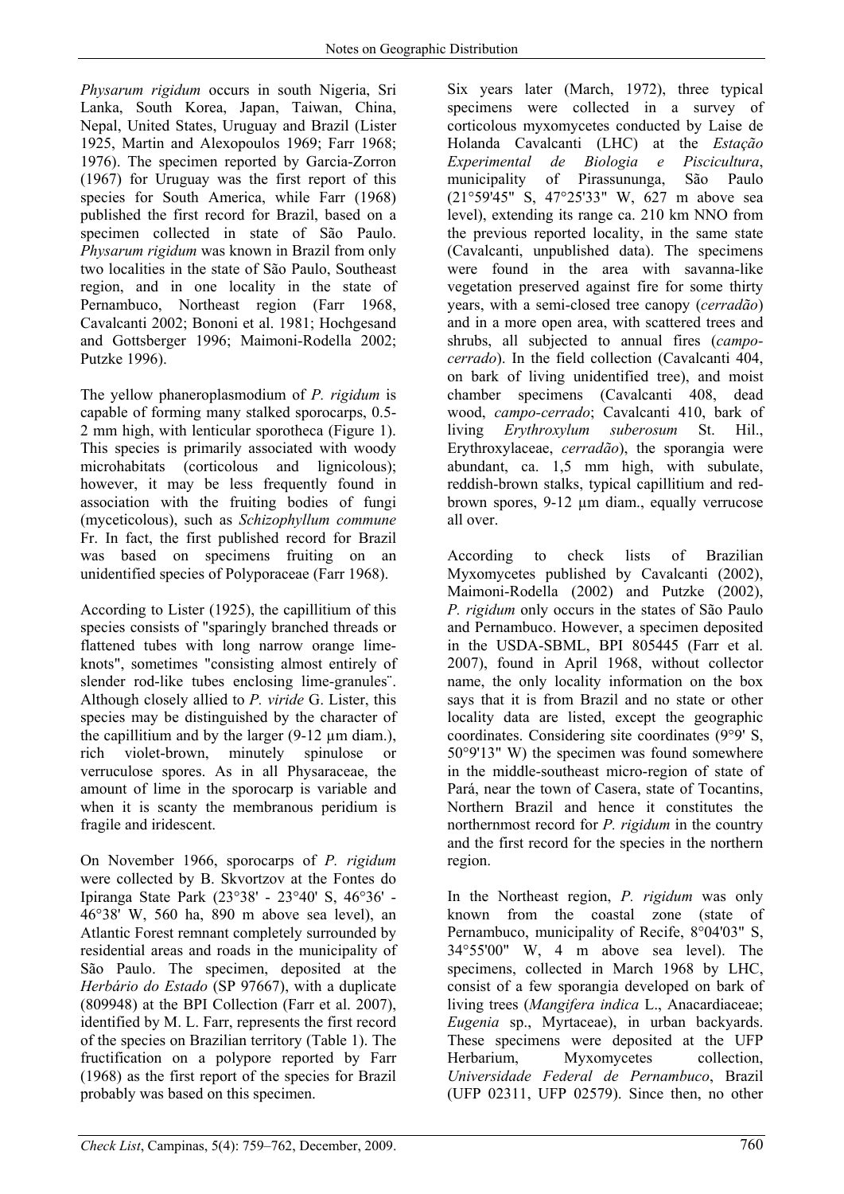*Physarum rigidum* occurs in south Nigeria, Sri Lanka, South Korea, Japan, Taiwan, China, Nepal, United States, Uruguay and Brazil (Lister 1925, Martin and Alexopoulos 1969; Farr 1968; 1976). The specimen reported by Garcia-Zorron (1967) for Uruguay was the first report of this species for South America, while Farr (1968) published the first record for Brazil, based on a specimen collected in state of São Paulo. *Physarum rigidum* was known in Brazil from only two localities in the state of São Paulo, Southeast region, and in one locality in the state of Pernambuco, Northeast region (Farr 1968, Cavalcanti 2002; Bononi et al. 1981; Hochgesand and Gottsberger 1996; Maimoni-Rodella 2002; Putzke 1996).

The yellow phaneroplasmodium of *P. rigidum* is capable of forming many stalked sporocarps, 0.5-2 mm high, with lenticular sporotheca (Figure 1). This species is primarily associated with woody microhabitats (corticolous and lignicolous); however, it may be less frequently found in association with the fruiting bodies of fungi (myceticolous), such as *Schizophyllum commune* Fr. In fact, the first published record for Brazil was based on specimens fruiting on an unidentified species of Polyporaceae (Farr 1968).

According to Lister (1925), the capillitium of this species consists of "sparingly branched threads or flattened tubes with long narrow orange lime-knots", sometimes "consisting almost entirely of slender rod-like tubes enclosing lime-granules¨. Although closely allied to *P. viride* G. Lister, this species may be distinguished by the character of the capillitium and by the larger (9-12 µm diam.), rich violet-brown, minutely spinulose or verruculose spores. As in all Physaraceae, the amount of lime in the sporocarp is variable and when it is scanty the membranous peridium is fragile and iridescent.

On November 1966, sporocarps of *P. rigidum* were collected by B. Skvortzov at the Fontes do Ipiranga State Park (23°38' - 23°40' S, 46°36' - 46°38' W, 560 ha, 890 m above sea level), an Atlantic Forest remnant completely surrounded by residential areas and roads in the municipality of São Paulo. The specimen, deposited at the *Herbário do Estado* (SP 97667), with a duplicate (809948) at the BPI Collection (Farr et al. 2007), identified by M. L. Farr, represents the first record of the species on Brazilian territory (Table 1). The fructification on a polypore reported by Farr (1968) as the first report of the species for Brazil probably was based on this specimen.

Six years later (March, 1972), three typical specimens were collected in a survey of corticolous myxomycetes conducted by Laise de Holanda Cavalcanti (LHC) at the *Estação Experimental de Biologia e Piscicultura*, municipality of Pirassununga, São Paulo (21°59'45" S, 47°25'33" W, 627 m above sea level), extending its range ca. 210 km NNO from the previous reported locality, in the same state (Cavalcanti, unpublished data). The specimens were found in the area with savanna-like vegetation preserved against fire for some thirty years, with a semi-closed tree canopy (*cerradão*) and in a more open area, with scattered trees and shrubs, all subjected to annual fires (*campo-cerrado*). In the field collection (Cavalcanti 404, on bark of living unidentified tree), and moist chamber specimens (Cavalcanti 408, dead wood, *campo-cerrado*; Cavalcanti 410, bark of living *Erythroxylum suberosum* St. Hil., Erythroxylaceae, *cerradão*), the sporangia were abundant, ca. 1,5 mm high, with subulate, reddish-brown stalks, typical capillitium and red-brown spores, 9-12 µm diam., equally verrucose all over.

According to check lists of Brazilian Myxomycetes published by Cavalcanti (2002), Maimoni-Rodella (2002) and Putzke (2002), *P. rigidum* only occurs in the states of São Paulo and Pernambuco. However, a specimen deposited in the USDA-SBML, BPI 805445 (Farr et al. 2007), found in April 1968, without collector name, the only locality information on the box says that it is from Brazil and no state or other locality data are listed, except the geographic coordinates. Considering site coordinates (9°9' S, 50°9'13" W) the specimen was found somewhere in the middle-southeast micro-region of state of Pará, near the town of Casera, state of Tocantins, Northern Brazil and hence it constitutes the northernmost record for *P. rigidum* in the country and the first record for the species in the northern region.

In the Northeast region, *P. rigidum* was only known from the coastal zone (state of Pernambuco, municipality of Recife, 8°04'03" S, 34°55'00" W, 4 m above sea level). The specimens, collected in March 1968 by LHC, consist of a few sporangia developed on bark of living trees (*Mangifera indica* L., Anacardiaceae; *Eugenia* sp., Myrtaceae), in urban backyards. These specimens were deposited at the UFP Herbarium, Myxomycetes collection, *Universidade Federal de Pernambuco*, Brazil (UFP 02311, UFP 02579). Since then, no other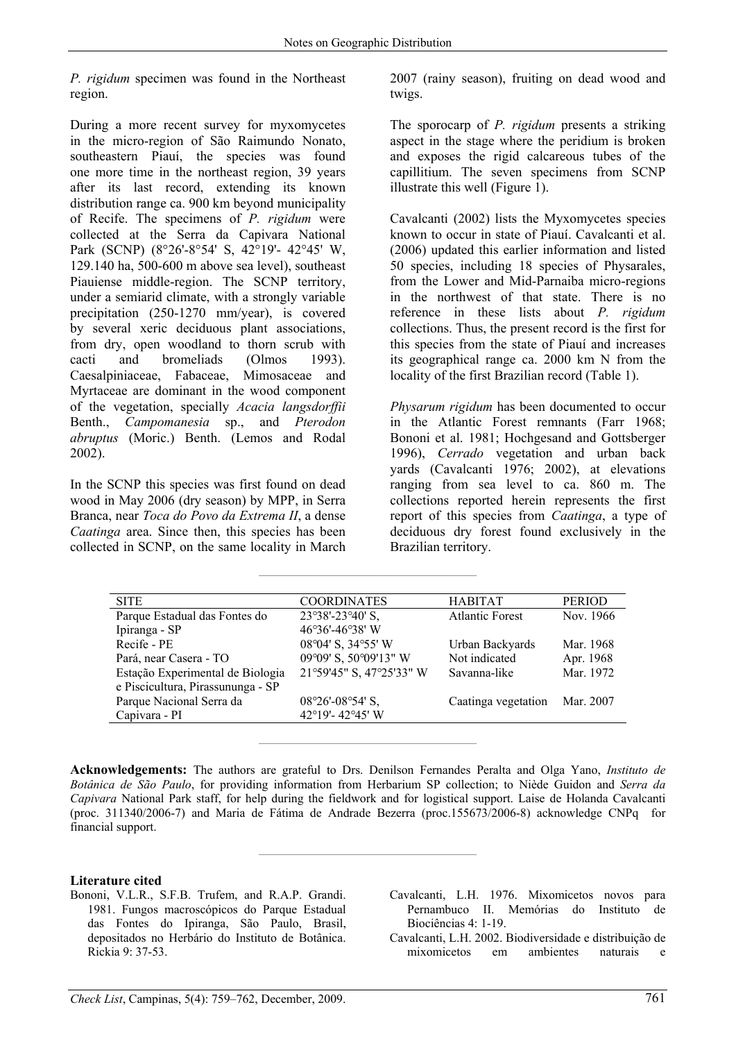*P. rigidum* specimen was found in the Northeast region.

During a more recent survey for myxomycetes in the micro-region of São Raimundo Nonato, southeastern Piauí, the species was found one more time in the northeast region, 39 years after its last record, extending its known distribution range ca. 900 km beyond municipality of Recife. The specimens of *P. rigidum* were collected at the Serra da Capivara National Park (SCNP) (8°26'-8°54' S, 42°19'- 42°45' W, 129.140 ha, 500-600 m above sea level), southeast Piauiense middle-region. The SCNP territory, under a semiarid climate, with a strongly variable precipitation (250-1270 mm/year), is covered by several xeric deciduous plant associations, from dry, open woodland to thorn scrub with cacti and bromeliads (Olmos 1993). Caesalpiniaceae, Fabaceae, Mimosaceae and Myrtaceae are dominant in the wood component of the vegetation, specially *Acacia langsdorffii* Benth., *Campomanesia* sp., and *Pterodon abruptus* (Moric.) Benth. (Lemos and Rodal 2002).

In the SCNP this species was first found on dead wood in May 2006 (dry season) by MPP, in Serra Branca, near *Toca do Povo da Extrema II*, a dense *Caatinga* area. Since then, this species has been collected in SCNP, on the same locality in March 2007 (rainy season), fruiting on dead wood and twigs.

The sporocarp of *P. rigidum* presents a striking aspect in the stage where the peridium is broken and exposes the rigid calcareous tubes of the capillitium. The seven specimens from SCNP illustrate this well (Figure 1).

Cavalcanti (2002) lists the Myxomycetes species known to occur in state of Piauí. Cavalcanti et al. (2006) updated this earlier information and listed 50 species, including 18 species of Physarales, from the Lower and Mid-Parnaiba micro-regions in the northwest of that state. There is no reference in these lists about *P. rigidum* collections. Thus, the present record is the first for this species from the state of Piauí and increases its geographical range ca. 2000 km N from the locality of the first Brazilian record (Table 1).

*Physarum rigidum* has been documented to occur in the Atlantic Forest remnants (Farr 1968; Bononi et al. 1981; Hochgesand and Gottsberger 1996), *Cerrado* vegetation and urban back yards (Cavalcanti 1976; 2002), at elevations ranging from sea level to ca. 860 m. The collections reported herein represents the first report of this species from *Caatinga*, a type of deciduous dry forest found exclusively in the Brazilian territory.

| SITE | COORDINATES | HABITAT | PERIOD |
|---|---|---|---|
| Parque Estadual das Fontes do Ipiranga - SP | 23°38'-23°40' S, 46°36'-46°38' W | Atlantic Forest | Nov. 1966 |
| Recife - PE | 08°04' S, 34°55' W | Urban Backyards | Mar. 1968 |
| Pará, near Casera - TO | 09°09' S, 50°09'13" W | Not indicated | Apr. 1968 |
| Estação Experimental de Biologia e Piscicultura, Pirassununga - SP | 21°59'45" S, 47°25'33" W | Savanna-like | Mar. 1972 |
| Parque Nacional Serra da Capivara - PI | 08°26'-08°54' S, 42°19'- 42°45' W | Caatinga vegetation | Mar. 2007 |

**Acknowledgements:** The authors are grateful to Drs. Denilson Fernandes Peralta and Olga Yano, *Instituto de Botânica de São Paulo*, for providing information from Herbarium SP collection; to Niède Guidon and *Serra da Capivara* National Park staff, for help during the fieldwork and for logistical support. Laise de Holanda Cavalcanti (proc. 311340/2006-7) and Maria de Fátima de Andrade Bezerra (proc.155673/2006-8) acknowledge CNPq for financial support.

## Literature cited

Bononi, V.L.R., S.F.B. Trufem, and R.A.P. Grandi. 1981. Fungos macroscópicos do Parque Estadual das Fontes do Ipiranga, São Paulo, Brasil, depositados no Herbário do Instituto de Botânica. Rickia 9: 37-53.

Cavalcanti, L.H. 1976. Mixomicetos novos para Pernambuco II. Memórias do Instituto de Biociências 4: 1-19.

Cavalcanti, L.H. 2002. Biodiversidade e distribuição de mixomicetos em ambientes naturais e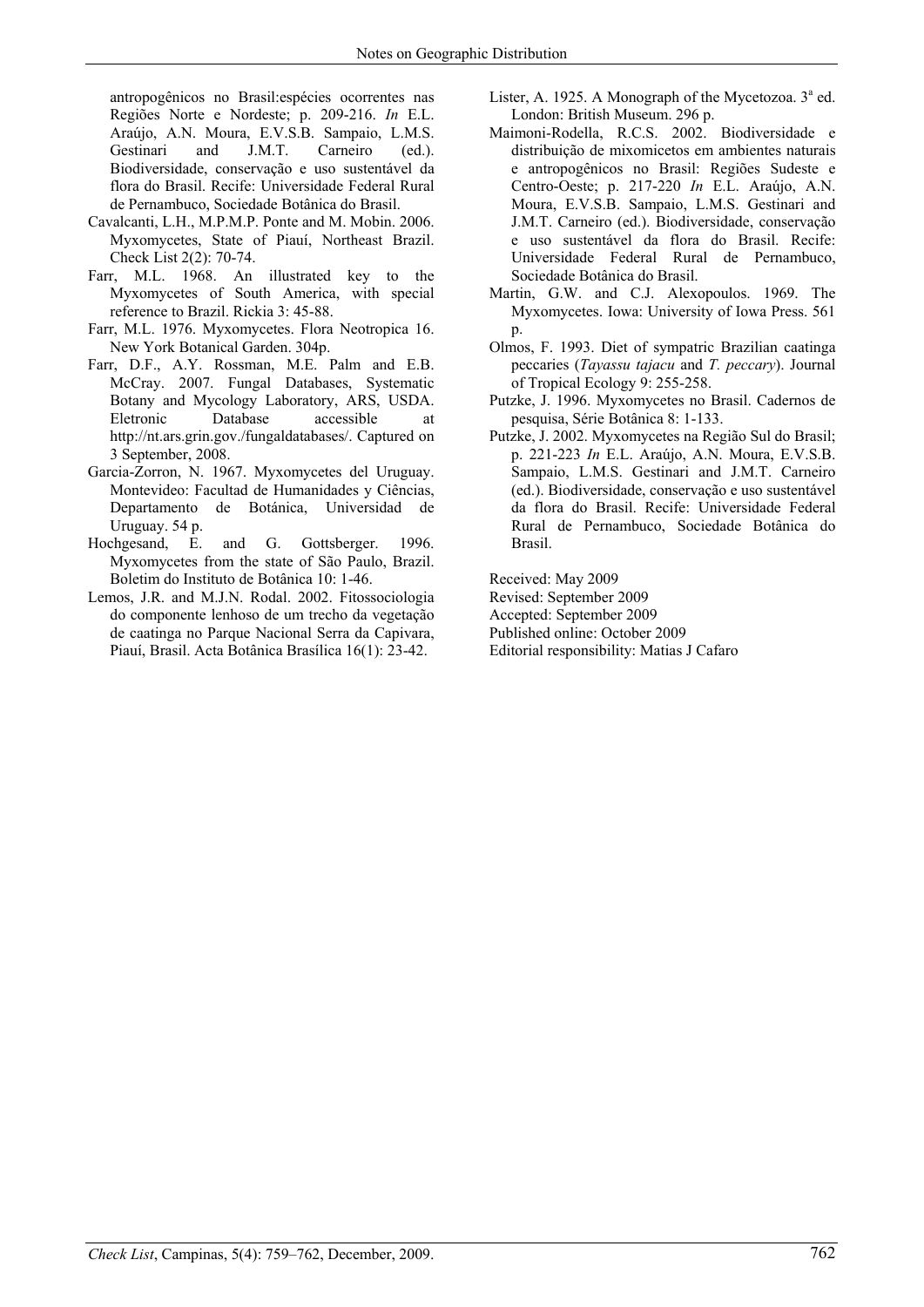antropogênicos no Brasil:espécies ocorrentes nas Regiões Norte e Nordeste; p. 209-216. *In* E.L. Araújo, A.N. Moura, E.V.S.B. Sampaio, L.M.S. Gestinari and J.M.T. Carneiro (ed.). Biodiversidade, conservação e uso sustentável da flora do Brasil. Recife: Universidade Federal Rural de Pernambuco, Sociedade Botânica do Brasil.

Cavalcanti, L.H., M.P.M.P. Ponte and M. Mobin. 2006. Myxomycetes, State of Piauí, Northeast Brazil. Check List 2(2): 70-74.

Farr, M.L. 1968. An illustrated key to the Myxomycetes of South America, with special reference to Brazil. Rickia 3: 45-88.

Farr, M.L. 1976. Myxomycetes. Flora Neotropica 16. New York Botanical Garden. 304p.

Farr, D.F., A.Y. Rossman, M.E. Palm and E.B. McCray. 2007. Fungal Databases, Systematic Botany and Mycology Laboratory, ARS, USDA. Eletronic Database accessible at http://nt.ars.grin.gov./fungaldatabases/. Captured on 3 September, 2008.

Garcia-Zorron, N. 1967. Myxomycetes del Uruguay. Montevideo: Facultad de Humanidades y Ciências, Departamento de Botánica, Universidad de Uruguay. 54 p.

Hochgesand, E. and G. Gottsberger. 1996. Myxomycetes from the state of São Paulo, Brazil. Boletim do Instituto de Botânica 10: 1-46.

Lemos, J.R. and M.J.N. Rodal. 2002. Fitossociologia do componente lenhoso de um trecho da vegetação de caatinga no Parque Nacional Serra da Capivara, Piauí, Brasil. Acta Botânica Brasílica 16(1): 23-42.

Lister, A. 1925. A Monograph of the Mycetozoa. 3ª ed. London: British Museum. 296 p.

Maimoni-Rodella, R.C.S. 2002. Biodiversidade e distribuição de mixomicetos em ambientes naturais e antropogênicos no Brasil: Regiões Sudeste e Centro-Oeste; p. 217-220 *In* E.L. Araújo, A.N. Moura, E.V.S.B. Sampaio, L.M.S. Gestinari and J.M.T. Carneiro (ed.). Biodiversidade, conservação e uso sustentável da flora do Brasil. Recife: Universidade Federal Rural de Pernambuco, Sociedade Botânica do Brasil.

Martin, G.W. and C.J. Alexopoulos. 1969. The Myxomycetes. Iowa: University of Iowa Press. 561 p.

Olmos, F. 1993. Diet of sympatric Brazilian caatinga peccaries (*Tayassu tajacu* and *T. peccary*). Journal of Tropical Ecology 9: 255-258.

Putzke, J. 1996. Myxomycetes no Brasil. Cadernos de pesquisa, Série Botânica 8: 1-133.

Putzke, J. 2002. Myxomycetes na Região Sul do Brasil; p. 221-223 *In* E.L. Araújo, A.N. Moura, E.V.S.B. Sampaio, L.M.S. Gestinari and J.M.T. Carneiro (ed.). Biodiversidade, conservação e uso sustentável da flora do Brasil. Recife: Universidade Federal Rural de Pernambuco, Sociedade Botânica do Brasil.

Received: May 2009
Revised: September 2009
Accepted: September 2009
Published online: October 2009
Editorial responsibility: Matias J Cafaro